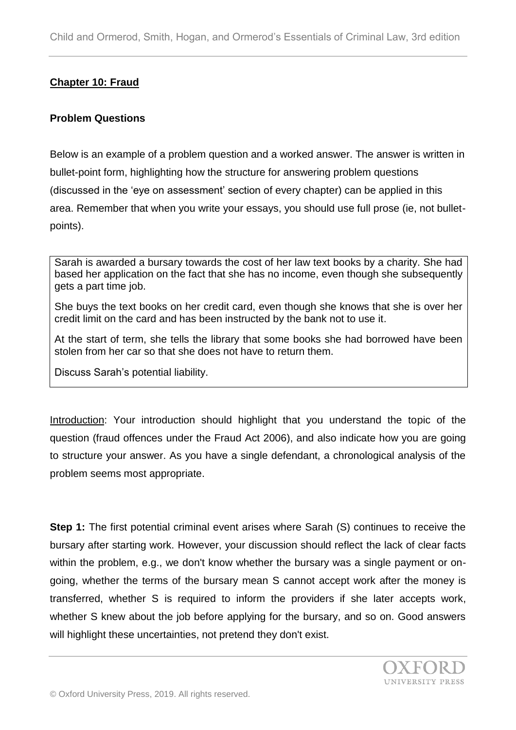## Chapter 10: Fraud

### Problem Questions

Below is an example of a problem question and a worked answer. The answer is written in bullet-point form, highlighting how the structure for answering problem questions (discussed in the 'eye on assessment' section of every chapter) can be applied in this area. Remember that when you write your essays, you should use full prose (ie, not bullet-points).

> Sarah is awarded a bursary towards the cost of her law text books by a charity. She had based her application on the fact that she has no income, even though she subsequently gets a part time job.
>
> She buys the text books on her credit card, even though she knows that she is over her credit limit on the card and has been instructed by the bank not to use it.
>
> At the start of term, she tells the library that some books she had borrowed have been stolen from her car so that she does not have to return them.
>
> Discuss Sarah's potential liability.

Introduction: Your introduction should highlight that you understand the topic of the question (fraud offences under the Fraud Act 2006), and also indicate how you are going to structure your answer. As you have a single defendant, a chronological analysis of the problem seems most appropriate.

**Step 1:** The first potential criminal event arises where Sarah (S) continues to receive the bursary after starting work. However, your discussion should reflect the lack of clear facts within the problem, e.g., we don't know whether the bursary was a single payment or on-going, whether the terms of the bursary mean S cannot accept work after the money is transferred, whether S is required to inform the providers if she later accepts work, whether S knew about the job before applying for the bursary, and so on. Good answers will highlight these uncertainties, not pretend they don't exist.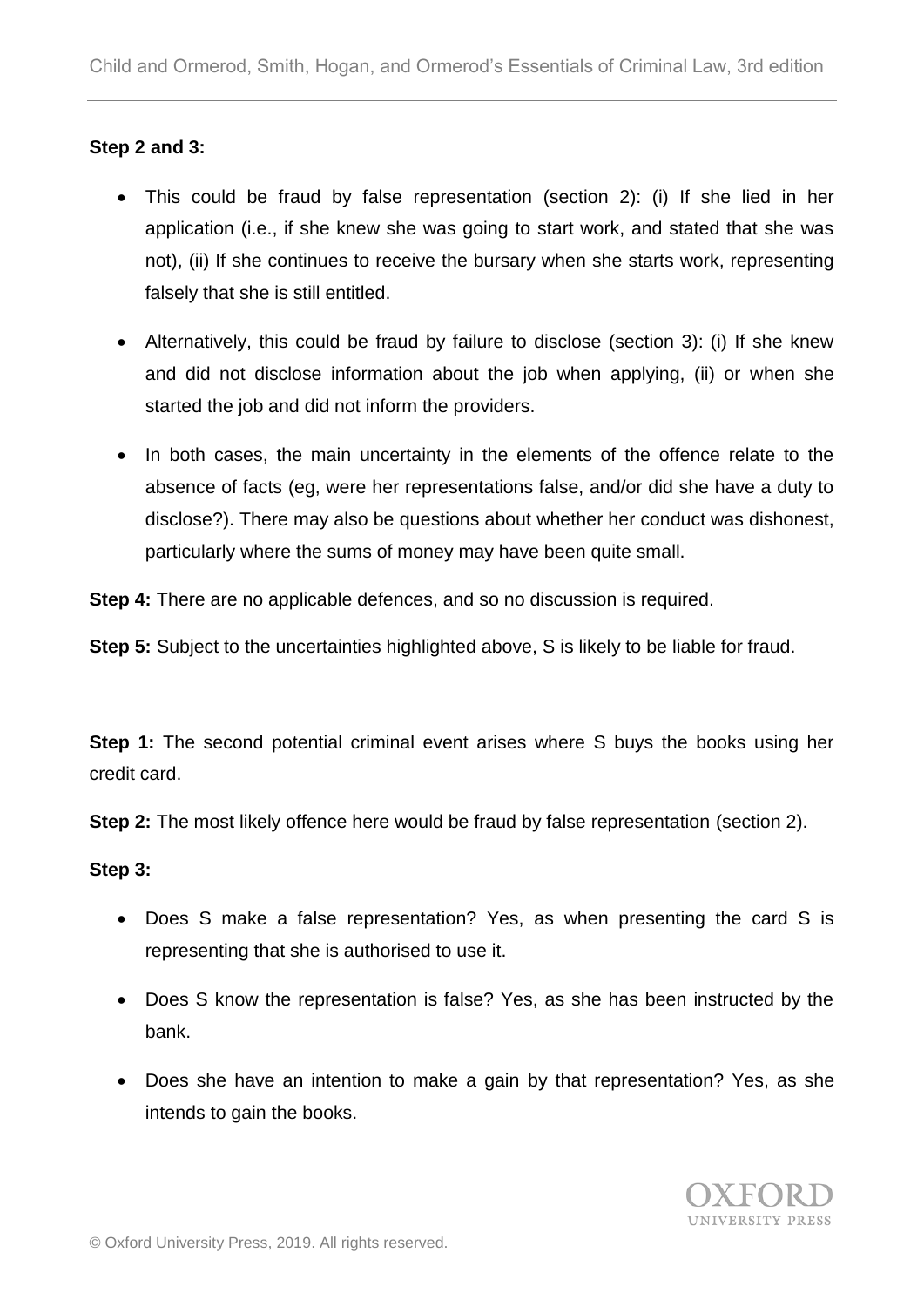**Step 2 and 3:**

- This could be fraud by false representation (section 2): (i) If she lied in her application (i.e., if she knew she was going to start work, and stated that she was not), (ii) If she continues to receive the bursary when she starts work, representing falsely that she is still entitled.
- Alternatively, this could be fraud by failure to disclose (section 3): (i) If she knew and did not disclose information about the job when applying, (ii) or when she started the job and did not inform the providers.
- In both cases, the main uncertainty in the elements of the offence relate to the absence of facts (eg, were her representations false, and/or did she have a duty to disclose?). There may also be questions about whether her conduct was dishonest, particularly where the sums of money may have been quite small.

**Step 4:** There are no applicable defences, and so no discussion is required.

**Step 5:** Subject to the uncertainties highlighted above, S is likely to be liable for fraud.

**Step 1:** The second potential criminal event arises where S buys the books using her credit card.

**Step 2:** The most likely offence here would be fraud by false representation (section 2).

**Step 3:**

- Does S make a false representation? Yes, as when presenting the card S is representing that she is authorised to use it.
- Does S know the representation is false? Yes, as she has been instructed by the bank.
- Does she have an intention to make a gain by that representation? Yes, as she intends to gain the books.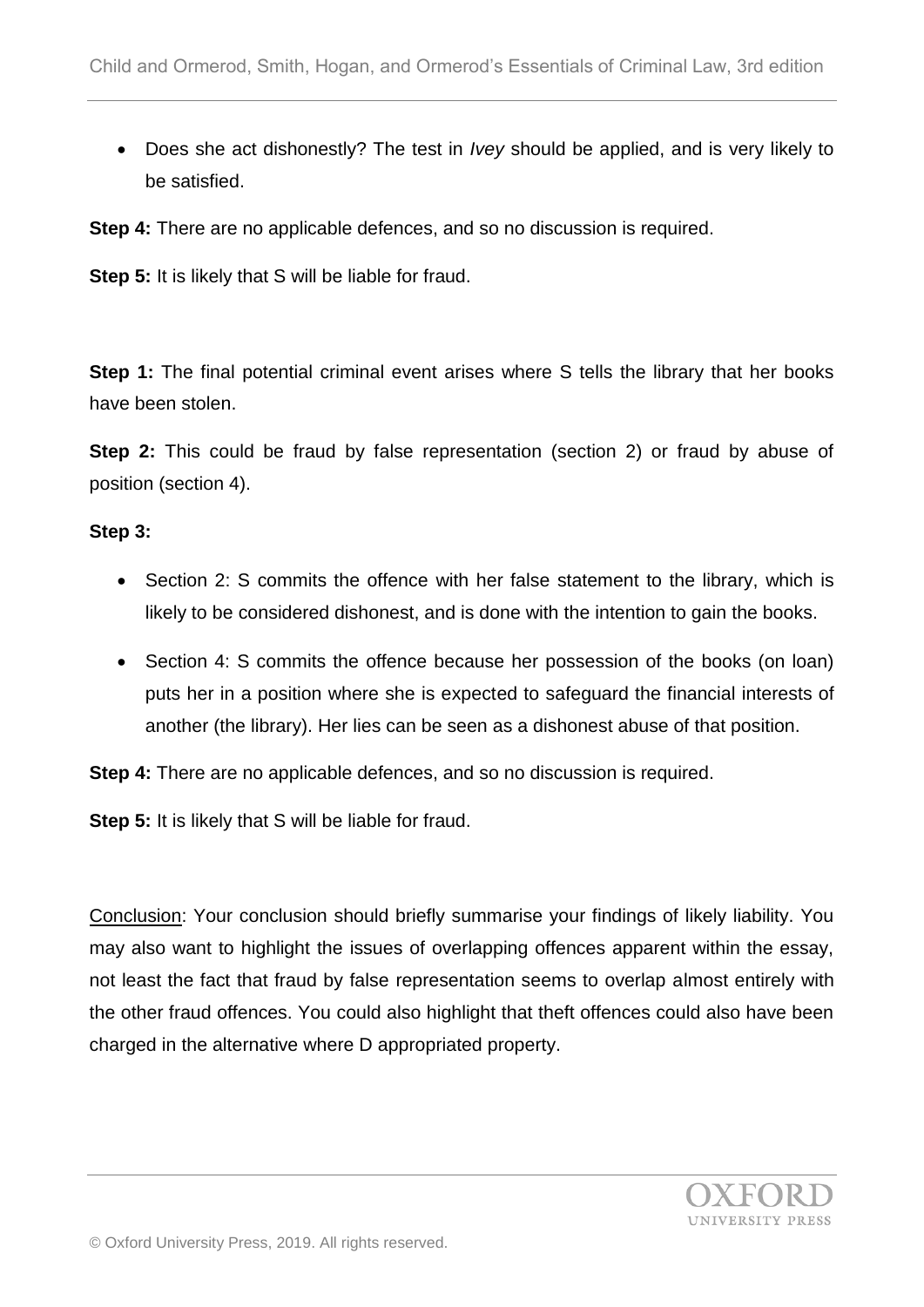- Does she act dishonestly? The test in *Ivey* should be applied, and is very likely to be satisfied.

**Step 4:** There are no applicable defences, and so no discussion is required.

**Step 5:** It is likely that S will be liable for fraud.

**Step 1:** The final potential criminal event arises where S tells the library that her books have been stolen.

**Step 2:** This could be fraud by false representation (section 2) or fraud by abuse of position (section 4).

**Step 3:**

- Section 2: S commits the offence with her false statement to the library, which is likely to be considered dishonest, and is done with the intention to gain the books.
- Section 4: S commits the offence because her possession of the books (on loan) puts her in a position where she is expected to safeguard the financial interests of another (the library). Her lies can be seen as a dishonest abuse of that position.

**Step 4:** There are no applicable defences, and so no discussion is required.

**Step 5:** It is likely that S will be liable for fraud.

Conclusion: Your conclusion should briefly summarise your findings of likely liability. You may also want to highlight the issues of overlapping offences apparent within the essay, not least the fact that fraud by false representation seems to overlap almost entirely with the other fraud offences. You could also highlight that theft offences could also have been charged in the alternative where D appropriated property.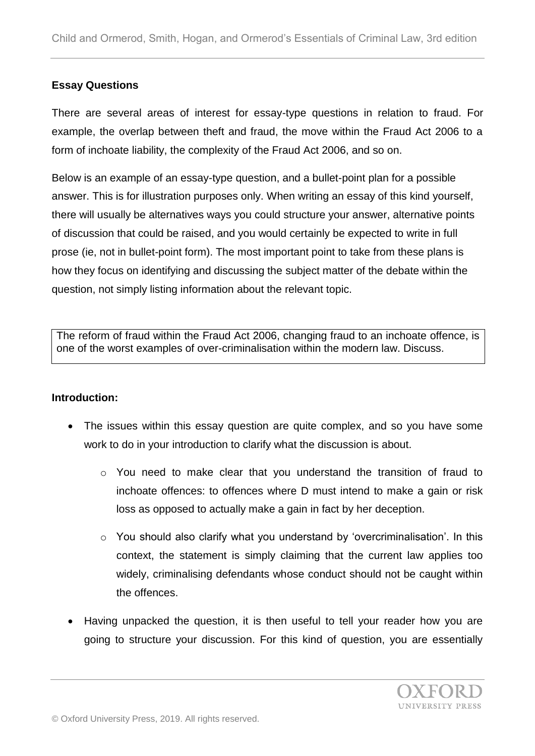**Essay Questions**

There are several areas of interest for essay-type questions in relation to fraud. For example, the overlap between theft and fraud, the move within the Fraud Act 2006 to a form of inchoate liability, the complexity of the Fraud Act 2006, and so on.

Below is an example of an essay-type question, and a bullet-point plan for a possible answer. This is for illustration purposes only. When writing an essay of this kind yourself, there will usually be alternatives ways you could structure your answer, alternative points of discussion that could be raised, and you would certainly be expected to write in full prose (ie, not in bullet-point form). The most important point to take from these plans is how they focus on identifying and discussing the subject matter of the debate within the question, not simply listing information about the relevant topic.

> The reform of fraud within the Fraud Act 2006, changing fraud to an inchoate offence, is one of the worst examples of over-criminalisation within the modern law. Discuss.

**Introduction:**

- The issues within this essay question are quite complex, and so you have some work to do in your introduction to clarify what the discussion is about.
    - You need to make clear that you understand the transition of fraud to inchoate offences: to offences where D must intend to make a gain or risk loss as opposed to actually make a gain in fact by her deception.
    - You should also clarify what you understand by 'overcriminalisation'. In this context, the statement is simply claiming that the current law applies too widely, criminalising defendants whose conduct should not be caught within the offences.
- Having unpacked the question, it is then useful to tell your reader how you are going to structure your discussion. For this kind of question, you are essentially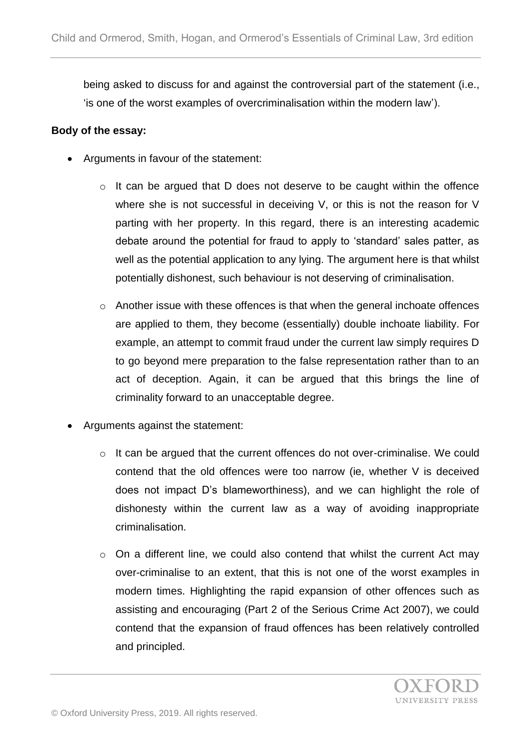being asked to discuss for and against the controversial part of the statement (i.e., 'is one of the worst examples of overcriminalisation within the modern law').

**Body of the essay:**

- Arguments in favour of the statement:
  - It can be argued that D does not deserve to be caught within the offence where she is not successful in deceiving V, or this is not the reason for V parting with her property. In this regard, there is an interesting academic debate around the potential for fraud to apply to 'standard' sales patter, as well as the potential application to any lying. The argument here is that whilst potentially dishonest, such behaviour is not deserving of criminalisation.
  - Another issue with these offences is that when the general inchoate offences are applied to them, they become (essentially) double inchoate liability. For example, an attempt to commit fraud under the current law simply requires D to go beyond mere preparation to the false representation rather than to an act of deception. Again, it can be argued that this brings the line of criminality forward to an unacceptable degree.
- Arguments against the statement:
  - It can be argued that the current offences do not over-criminalise. We could contend that the old offences were too narrow (ie, whether V is deceived does not impact D's blameworthiness), and we can highlight the role of dishonesty within the current law as a way of avoiding inappropriate criminalisation.
  - On a different line, we could also contend that whilst the current Act may over-criminalise to an extent, that this is not one of the worst examples in modern times. Highlighting the rapid expansion of other offences such as assisting and encouraging (Part 2 of the Serious Crime Act 2007), we could contend that the expansion of fraud offences has been relatively controlled and principled.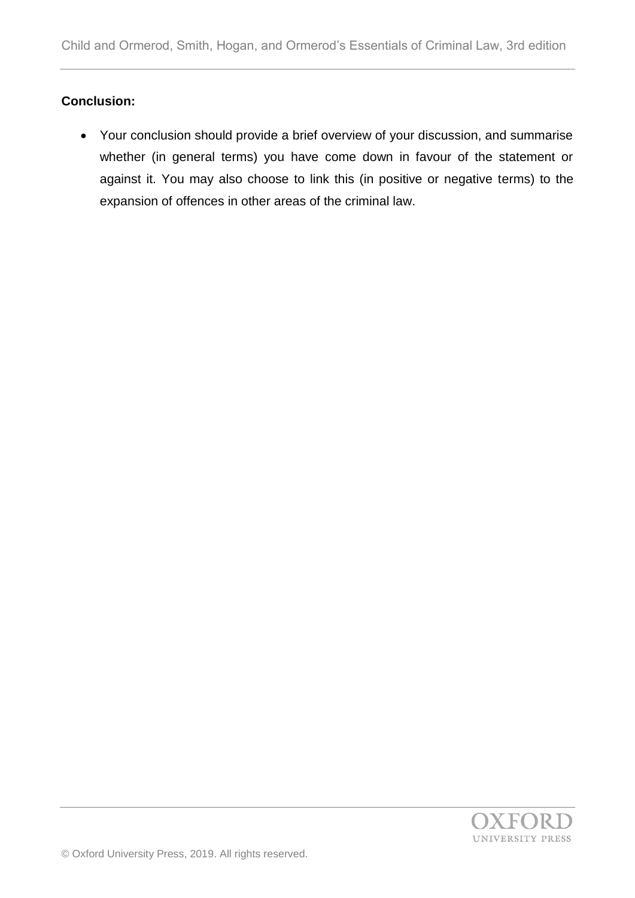**Conclusion:**

- Your conclusion should provide a brief overview of your discussion, and summarise whether (in general terms) you have come down in favour of the statement or against it. You may also choose to link this (in positive or negative terms) to the expansion of offences in other areas of the criminal law.